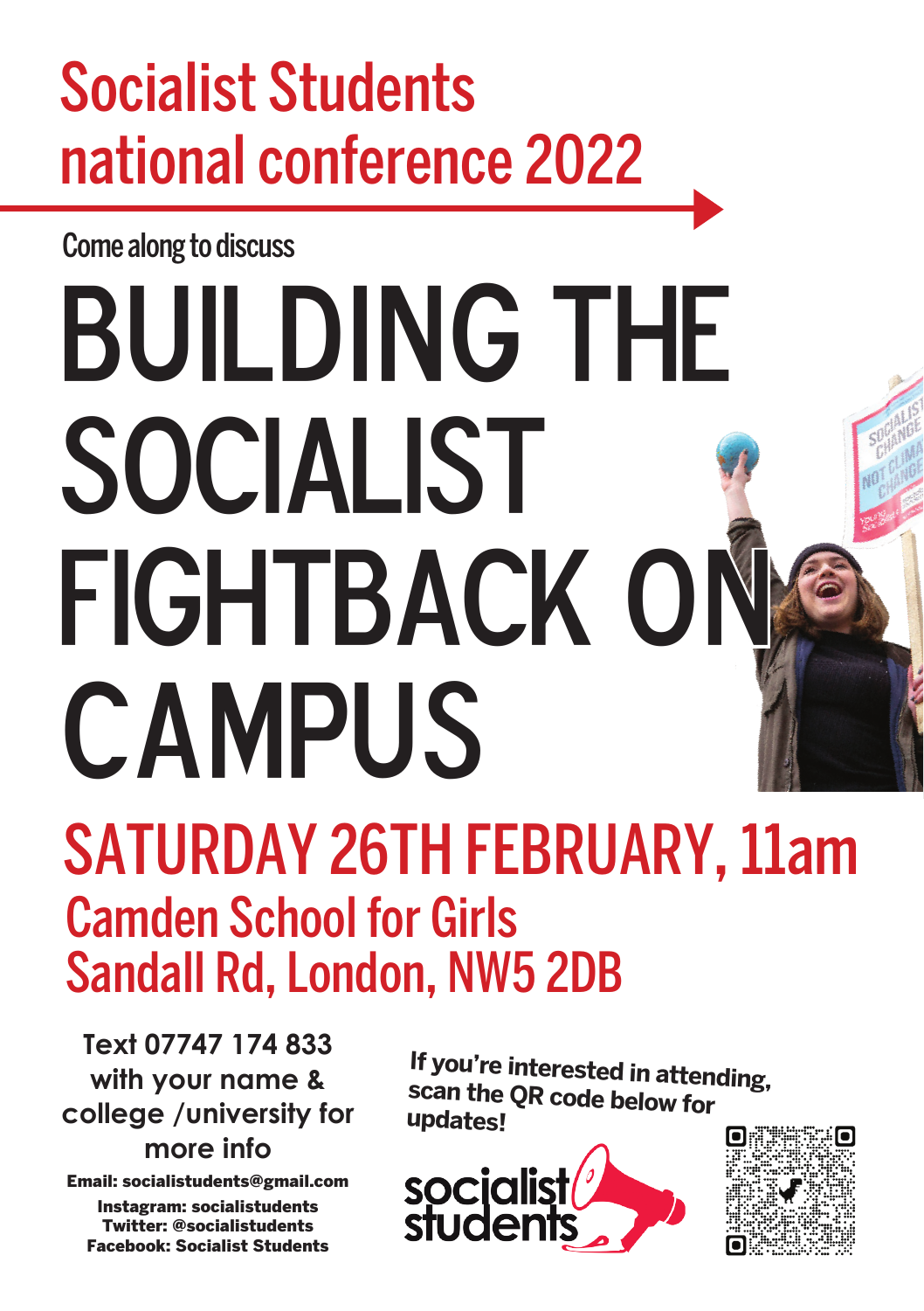# Socialist Students national conference 2022

Come along to discuss

# BUILDING THE SOCIALIST FIGHTBACK ON CAMPUS

## SATURDAY 26TH FEBRUARY, 11am

## Camden School for Girls
## Sandall Rd, London, NW5 2DB

**Text 07747 174 833 with your name & college /university for more info**

**Email: socialiststudents@gmail.com**

**Instagram: socialiststudents**
**Twitter: @socialiststudents**
**Facebook: Socialist Students**

**If you're interested in attending, scan the QR code below for updates!**

socialist students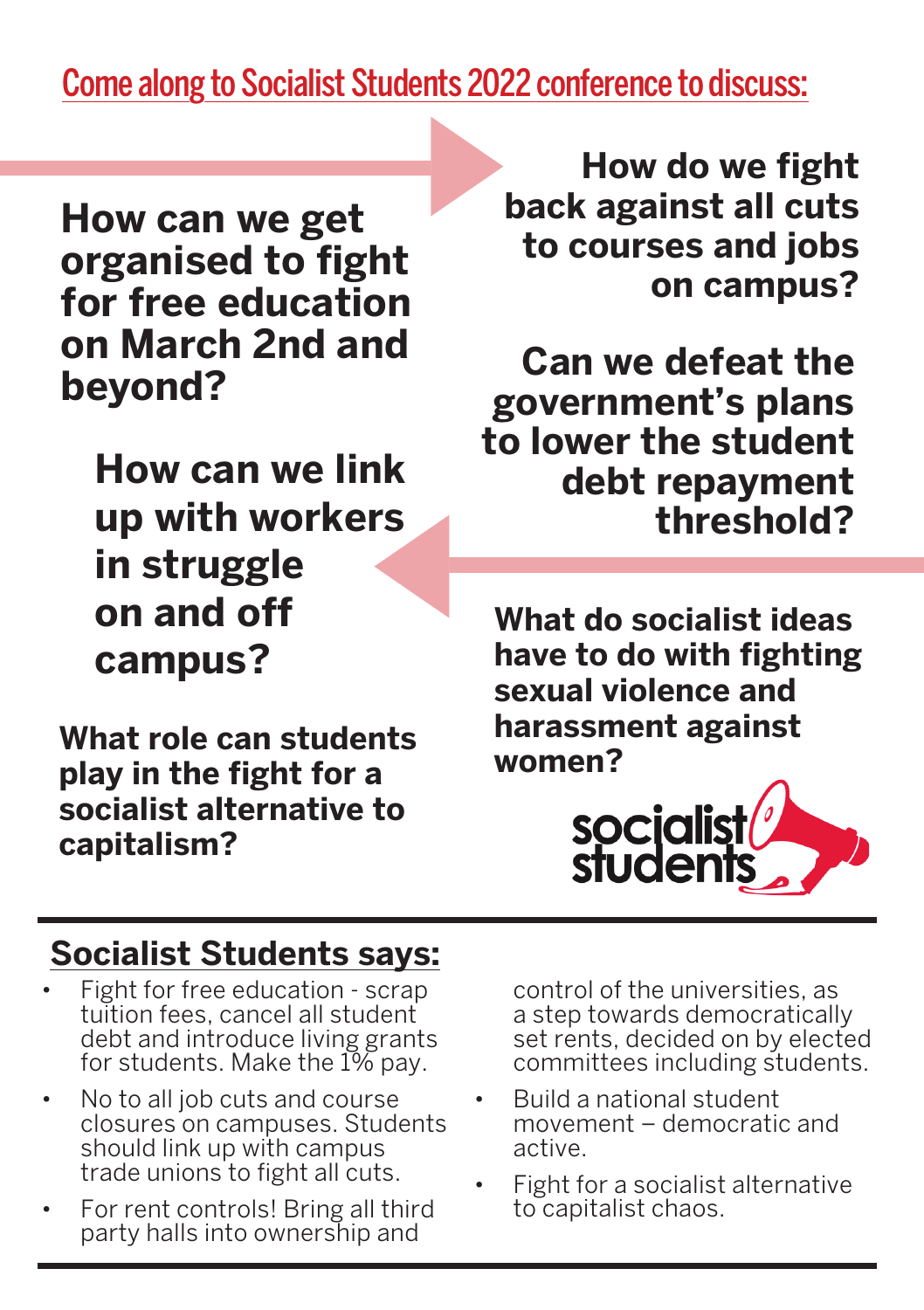## Come along to Socialist Students 2022 conference to discuss:

**How can we get organised to fight for free education on March 2nd and beyond?**

**How do we fight back against all cuts to courses and jobs on campus?**

**Can we defeat the government's plans to lower the student debt repayment threshold?**

**How can we link up with workers in struggle on and off campus?**

**What do socialist ideas have to do with fighting sexual violence and harassment against women?**

**What role can students play in the fight for a socialist alternative to capitalism?**

socialist students

## Socialist Students says:

- Fight for free education - scrap tuition fees, cancel all student debt and introduce living grants for students. Make the 1% pay.
- No to all job cuts and course closures on campuses. Students should link up with campus trade unions to fight all cuts.
- For rent controls! Bring all third party halls into ownership and control of the universities, as a step towards democratically set rents, decided on by elected committees including students.
- Build a national student movement – democratic and active.
- Fight for a socialist alternative to capitalist chaos.